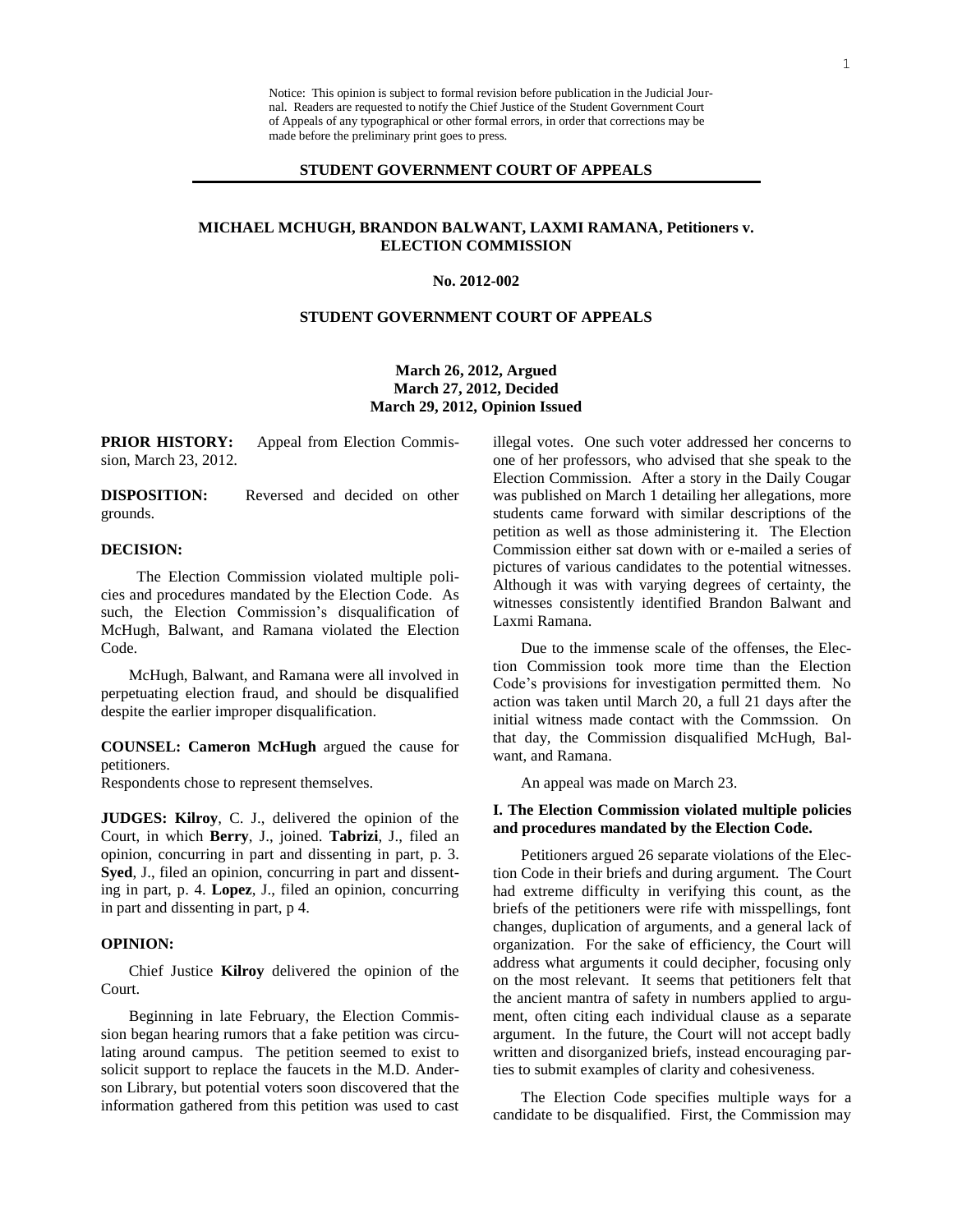Notice: This opinion is subject to formal revision before publication in the Judicial Journal. Readers are requested to notify the Chief Justice of the Student Government Court of Appeals of any typographical or other formal errors, in order that corrections may be made before the preliminary print goes to press.

**STUDENT GOVERNMENT COURT OF APPEALS**

**MICHAEL MCHUGH, BRANDON BALWANT, LAXMI RAMANA, Petitioners v. ELECTION COMMISSION**

**No. 2012-002**

**STUDENT GOVERNMENT COURT OF APPEALS**

**March 26, 2012, Argued**
**March 27, 2012, Decided**
**March 29, 2012, Opinion Issued**

**PRIOR HISTORY:** Appeal from Election Commission, March 23, 2012.

**DISPOSITION:** Reversed and decided on other grounds.

**DECISION:**

The Election Commission violated multiple policies and procedures mandated by the Election Code. As such, the Election Commission's disqualification of McHugh, Balwant, and Ramana violated the Election Code.

McHugh, Balwant, and Ramana were all involved in perpetuating election fraud, and should be disqualified despite the earlier improper disqualification.

**COUNSEL: Cameron McHugh** argued the cause for petitioners.
Respondents chose to represent themselves.

**JUDGES: Kilroy**, C. J., delivered the opinion of the Court, in which **Berry**, J., joined. **Tabrizi**, J., filed an opinion, concurring in part and dissenting in part, p. 3. **Syed**, J., filed an opinion, concurring in part and dissenting in part, p. 4. **Lopez**, J., filed an opinion, concurring in part and dissenting in part, p 4.

**OPINION:**

Chief Justice **Kilroy** delivered the opinion of the Court.

Beginning in late February, the Election Commission began hearing rumors that a fake petition was circulating around campus. The petition seemed to exist to solicit support to replace the faucets in the M.D. Anderson Library, but potential voters soon discovered that the information gathered from this petition was used to cast illegal votes. One such voter addressed her concerns to one of her professors, who advised that she speak to the Election Commission. After a story in the Daily Cougar was published on March 1 detailing her allegations, more students came forward with similar descriptions of the petition as well as those administering it. The Election Commission either sat down with or e-mailed a series of pictures of various candidates to the potential witnesses. Although it was with varying degrees of certainty, the witnesses consistently identified Brandon Balwant and Laxmi Ramana.

Due to the immense scale of the offenses, the Election Commission took more time than the Election Code's provisions for investigation permitted them. No action was taken until March 20, a full 21 days after the initial witness made contact with the Commssion. On that day, the Commission disqualified McHugh, Balwant, and Ramana.

An appeal was made on March 23.

### I. The Election Commission violated multiple policies and procedures mandated by the Election Code.

Petitioners argued 26 separate violations of the Election Code in their briefs and during argument. The Court had extreme difficulty in verifying this count, as the briefs of the petitioners were rife with misspellings, font changes, duplication of arguments, and a general lack of organization. For the sake of efficiency, the Court will address what arguments it could decipher, focusing only on the most relevant. It seems that petitioners felt that the ancient mantra of safety in numbers applied to argument, often citing each individual clause as a separate argument. In the future, the Court will not accept badly written and disorganized briefs, instead encouraging parties to submit examples of clarity and cohesiveness.

The Election Code specifies multiple ways for a candidate to be disqualified. First, the Commission may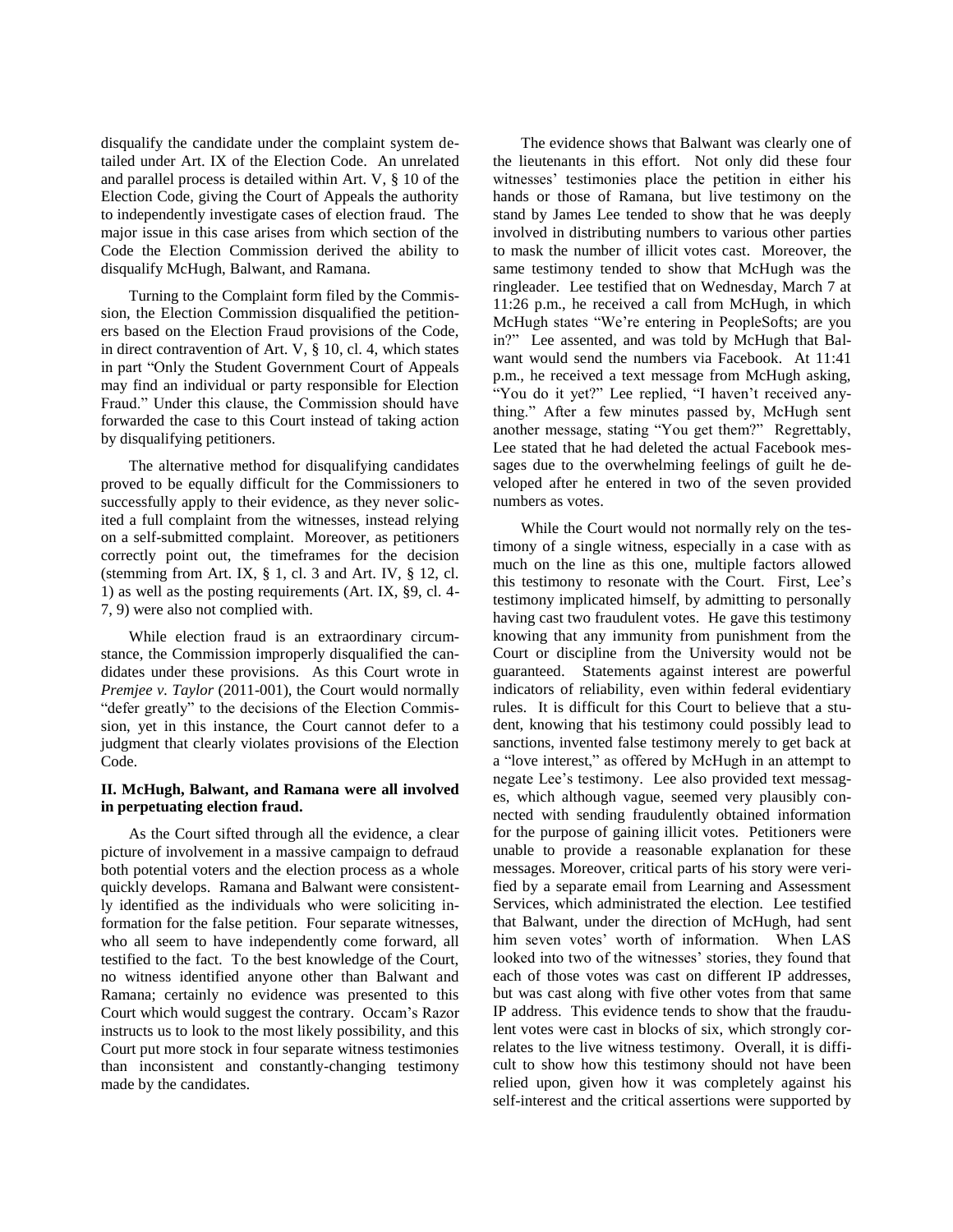disqualify the candidate under the complaint system detailed under Art. IX of the Election Code. An unrelated and parallel process is detailed within Art. V, § 10 of the Election Code, giving the Court of Appeals the authority to independently investigate cases of election fraud. The major issue in this case arises from which section of the Code the Election Commission derived the ability to disqualify McHugh, Balwant, and Ramana.

Turning to the Complaint form filed by the Commission, the Election Commission disqualified the petitioners based on the Election Fraud provisions of the Code, in direct contravention of Art. V, § 10, cl. 4, which states in part "Only the Student Government Court of Appeals may find an individual or party responsible for Election Fraud." Under this clause, the Commission should have forwarded the case to this Court instead of taking action by disqualifying petitioners.

The alternative method for disqualifying candidates proved to be equally difficult for the Commissioners to successfully apply to their evidence, as they never solicited a full complaint from the witnesses, instead relying on a self-submitted complaint. Moreover, as petitioners correctly point out, the timeframes for the decision (stemming from Art. IX, § 1, cl. 3 and Art. IV, § 12, cl. 1) as well as the posting requirements (Art. IX, §9, cl. 4-7, 9) were also not complied with.

While election fraud is an extraordinary circumstance, the Commission improperly disqualified the candidates under these provisions. As this Court wrote in *Premjee v. Taylor* (2011-001), the Court would normally "defer greatly" to the decisions of the Election Commission, yet in this instance, the Court cannot defer to a judgment that clearly violates provisions of the Election Code.

**II. McHugh, Balwant, and Ramana were all involved in perpetuating election fraud.**

As the Court sifted through all the evidence, a clear picture of involvement in a massive campaign to defraud both potential voters and the election process as a whole quickly develops. Ramana and Balwant were consistently identified as the individuals who were soliciting information for the false petition. Four separate witnesses, who all seem to have independently come forward, all testified to the fact. To the best knowledge of the Court, no witness identified anyone other than Balwant and Ramana; certainly no evidence was presented to this Court which would suggest the contrary. Occam's Razor instructs us to look to the most likely possibility, and this Court put more stock in four separate witness testimonies than inconsistent and constantly-changing testimony made by the candidates.

The evidence shows that Balwant was clearly one of the lieutenants in this effort. Not only did these four witnesses' testimonies place the petition in either his hands or those of Ramana, but live testimony on the stand by James Lee tended to show that he was deeply involved in distributing numbers to various other parties to mask the number of illicit votes cast. Moreover, the same testimony tended to show that McHugh was the ringleader. Lee testified that on Wednesday, March 7 at 11:26 p.m., he received a call from McHugh, in which McHugh states "We're entering in PeopleSofts; are you in?" Lee assented, and was told by McHugh that Balwant would send the numbers via Facebook. At 11:41 p.m., he received a text message from McHugh asking, "You do it yet?" Lee replied, "I haven't received anything." After a few minutes passed by, McHugh sent another message, stating "You get them?" Regrettably, Lee stated that he had deleted the actual Facebook messages due to the overwhelming feelings of guilt he developed after he entered in two of the seven provided numbers as votes.

While the Court would not normally rely on the testimony of a single witness, especially in a case with as much on the line as this one, multiple factors allowed this testimony to resonate with the Court. First, Lee's testimony implicated himself, by admitting to personally having cast two fraudulent votes. He gave this testimony knowing that any immunity from punishment from the Court or discipline from the University would not be guaranteed. Statements against interest are powerful indicators of reliability, even within federal evidentiary rules. It is difficult for this Court to believe that a student, knowing that his testimony could possibly lead to sanctions, invented false testimony merely to get back at a "love interest," as offered by McHugh in an attempt to negate Lee's testimony. Lee also provided text messages, which although vague, seemed very plausibly connected with sending fraudulently obtained information for the purpose of gaining illicit votes. Petitioners were unable to provide a reasonable explanation for these messages. Moreover, critical parts of his story were verified by a separate email from Learning and Assessment Services, which administrated the election. Lee testified that Balwant, under the direction of McHugh, had sent him seven votes' worth of information. When LAS looked into two of the witnesses' stories, they found that each of those votes was cast on different IP addresses, but was cast along with five other votes from that same IP address. This evidence tends to show that the fraudulent votes were cast in blocks of six, which strongly correlates to the live witness testimony. Overall, it is difficult to show how this testimony should not have been relied upon, given how it was completely against his self-interest and the critical assertions were supported by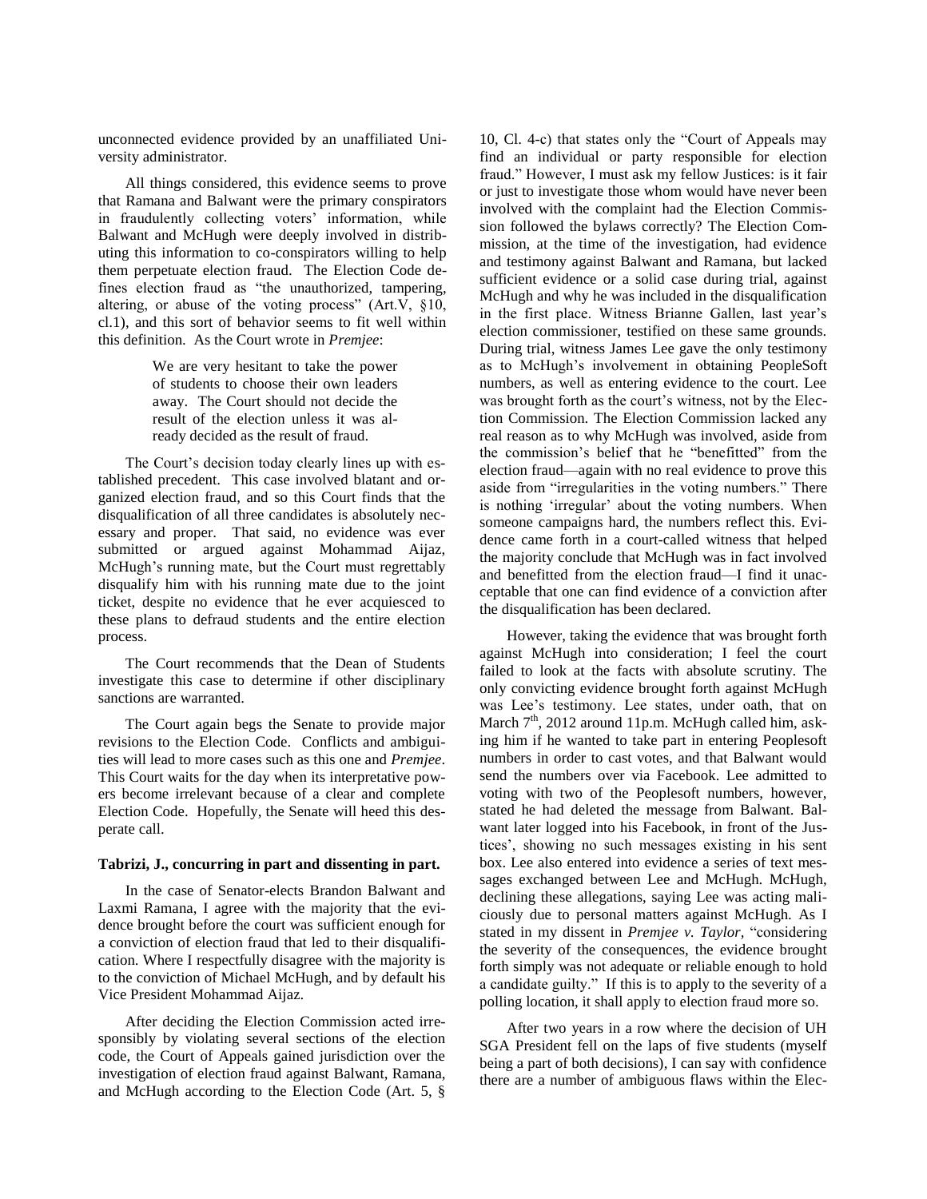unconnected evidence provided by an unaffiliated University administrator.

All things considered, this evidence seems to prove that Ramana and Balwant were the primary conspirators in fraudulently collecting voters' information, while Balwant and McHugh were deeply involved in distributing this information to co-conspirators willing to help them perpetuate election fraud. The Election Code defines election fraud as "the unauthorized, tampering, altering, or abuse of the voting process" (Art.V, §10, cl.1), and this sort of behavior seems to fit well within this definition. As the Court wrote in *Premjee*:

> We are very hesitant to take the power of students to choose their own leaders away. The Court should not decide the result of the election unless it was already decided as the result of fraud.

The Court's decision today clearly lines up with established precedent. This case involved blatant and organized election fraud, and so this Court finds that the disqualification of all three candidates is absolutely necessary and proper. That said, no evidence was ever submitted or argued against Mohammad Aijaz, McHugh's running mate, but the Court must regrettably disqualify him with his running mate due to the joint ticket, despite no evidence that he ever acquiesced to these plans to defraud students and the entire election process.

The Court recommends that the Dean of Students investigate this case to determine if other disciplinary sanctions are warranted.

The Court again begs the Senate to provide major revisions to the Election Code. Conflicts and ambiguities will lead to more cases such as this one and *Premjee*. This Court waits for the day when its interpretative powers become irrelevant because of a clear and complete Election Code. Hopefully, the Senate will heed this desperate call.

**Tabrizi, J., concurring in part and dissenting in part.**

In the case of Senator-elects Brandon Balwant and Laxmi Ramana, I agree with the majority that the evidence brought before the court was sufficient enough for a conviction of election fraud that led to their disqualification. Where I respectfully disagree with the majority is to the conviction of Michael McHugh, and by default his Vice President Mohammad Aijaz.

After deciding the Election Commission acted irresponsibly by violating several sections of the election code, the Court of Appeals gained jurisdiction over the investigation of election fraud against Balwant, Ramana, and McHugh according to the Election Code (Art. 5, § 10, Cl. 4-c) that states only the "Court of Appeals may find an individual or party responsible for election fraud." However, I must ask my fellow Justices: is it fair or just to investigate those whom would have never been involved with the complaint had the Election Commission followed the bylaws correctly? The Election Commission, at the time of the investigation, had evidence and testimony against Balwant and Ramana, but lacked sufficient evidence or a solid case during trial, against McHugh and why he was included in the disqualification in the first place. Witness Brianne Gallen, last year's election commissioner, testified on these same grounds. During trial, witness James Lee gave the only testimony as to McHugh's involvement in obtaining PeopleSoft numbers, as well as entering evidence to the court. Lee was brought forth as the court's witness, not by the Election Commission. The Election Commission lacked any real reason as to why McHugh was involved, aside from the commission's belief that he "benefitted" from the election fraud—again with no real evidence to prove this aside from "irregularities in the voting numbers." There is nothing 'irregular' about the voting numbers. When someone campaigns hard, the numbers reflect this. Evidence came forth in a court-called witness that helped the majority conclude that McHugh was in fact involved and benefitted from the election fraud—I find it unacceptable that one can find evidence of a conviction after the disqualification has been declared.

However, taking the evidence that was brought forth against McHugh into consideration; I feel the court failed to look at the facts with absolute scrutiny. The only convicting evidence brought forth against McHugh was Lee's testimony. Lee states, under oath, that on March 7th, 2012 around 11p.m. McHugh called him, asking him if he wanted to take part in entering Peoplesoft numbers in order to cast votes, and that Balwant would send the numbers over via Facebook. Lee admitted to voting with two of the Peoplesoft numbers, however, stated he had deleted the message from Balwant. Balwant later logged into his Facebook, in front of the Justices', showing no such messages existing in his sent box. Lee also entered into evidence a series of text messages exchanged between Lee and McHugh. McHugh, declining these allegations, saying Lee was acting maliciously due to personal matters against McHugh. As I stated in my dissent in *Premjee v. Taylor*, "considering the severity of the consequences, the evidence brought forth simply was not adequate or reliable enough to hold a candidate guilty." If this is to apply to the severity of a polling location, it shall apply to election fraud more so.

After two years in a row where the decision of UH SGA President fell on the laps of five students (myself being a part of both decisions), I can say with confidence there are a number of ambiguous flaws within the Elec-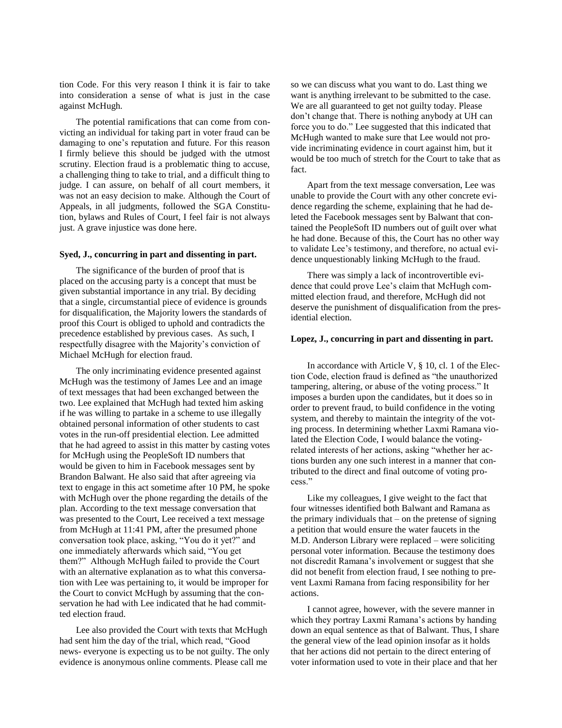tion Code. For this very reason I think it is fair to take into consideration a sense of what is just in the case against McHugh.

The potential ramifications that can come from convicting an individual for taking part in voter fraud can be damaging to one's reputation and future. For this reason I firmly believe this should be judged with the utmost scrutiny. Election fraud is a problematic thing to accuse, a challenging thing to take to trial, and a difficult thing to judge. I can assure, on behalf of all court members, it was not an easy decision to make. Although the Court of Appeals, in all judgments, followed the SGA Constitution, bylaws and Rules of Court, I feel fair is not always just. A grave injustice was done here.

**Syed, J., concurring in part and dissenting in part.**

The significance of the burden of proof that is placed on the accusing party is a concept that must be given substantial importance in any trial. By deciding that a single, circumstantial piece of evidence is grounds for disqualification, the Majority lowers the standards of proof this Court is obliged to uphold and contradicts the precedence established by previous cases. As such, I respectfully disagree with the Majority's conviction of Michael McHugh for election fraud.

The only incriminating evidence presented against McHugh was the testimony of James Lee and an image of text messages that had been exchanged between the two. Lee explained that McHugh had texted him asking if he was willing to partake in a scheme to use illegally obtained personal information of other students to cast votes in the run-off presidential election. Lee admitted that he had agreed to assist in this matter by casting votes for McHugh using the PeopleSoft ID numbers that would be given to him in Facebook messages sent by Brandon Balwant. He also said that after agreeing via text to engage in this act sometime after 10 PM, he spoke with McHugh over the phone regarding the details of the plan. According to the text message conversation that was presented to the Court, Lee received a text message from McHugh at 11:41 PM, after the presumed phone conversation took place, asking, "You do it yet?" and one immediately afterwards which said, "You get them?" Although McHugh failed to provide the Court with an alternative explanation as to what this conversation with Lee was pertaining to, it would be improper for the Court to convict McHugh by assuming that the conservation he had with Lee indicated that he had committed election fraud.

Lee also provided the Court with texts that McHugh had sent him the day of the trial, which read, "Good news- everyone is expecting us to be not guilty. The only evidence is anonymous online comments. Please call me so we can discuss what you want to do. Last thing we want is anything irrelevant to be submitted to the case. We are all guaranteed to get not guilty today. Please don't change that. There is nothing anybody at UH can force you to do." Lee suggested that this indicated that McHugh wanted to make sure that Lee would not provide incriminating evidence in court against him, but it would be too much of stretch for the Court to take that as fact.

Apart from the text message conversation, Lee was unable to provide the Court with any other concrete evidence regarding the scheme, explaining that he had deleted the Facebook messages sent by Balwant that contained the PeopleSoft ID numbers out of guilt over what he had done. Because of this, the Court has no other way to validate Lee's testimony, and therefore, no actual evidence unquestionably linking McHugh to the fraud.

There was simply a lack of incontrovertible evidence that could prove Lee's claim that McHugh committed election fraud, and therefore, McHugh did not deserve the punishment of disqualification from the presidential election.

**Lopez, J., concurring in part and dissenting in part.**

In accordance with Article V, § 10, cl. 1 of the Election Code, election fraud is defined as "the unauthorized tampering, altering, or abuse of the voting process." It imposes a burden upon the candidates, but it does so in order to prevent fraud, to build confidence in the voting system, and thereby to maintain the integrity of the voting process. In determining whether Laxmi Ramana violated the Election Code, I would balance the voting-related interests of her actions, asking "whether her actions burden any one such interest in a manner that contributed to the direct and final outcome of voting process."

Like my colleagues, I give weight to the fact that four witnesses identified both Balwant and Ramana as the primary individuals that – on the pretense of signing a petition that would ensure the water faucets in the M.D. Anderson Library were replaced – were soliciting personal voter information. Because the testimony does not discredit Ramana's involvement or suggest that she did not benefit from election fraud, I see nothing to prevent Laxmi Ramana from facing responsibility for her actions.

I cannot agree, however, with the severe manner in which they portray Laxmi Ramana's actions by handing down an equal sentence as that of Balwant. Thus, I share the general view of the lead opinion insofar as it holds that her actions did not pertain to the direct entering of voter information used to vote in their place and that her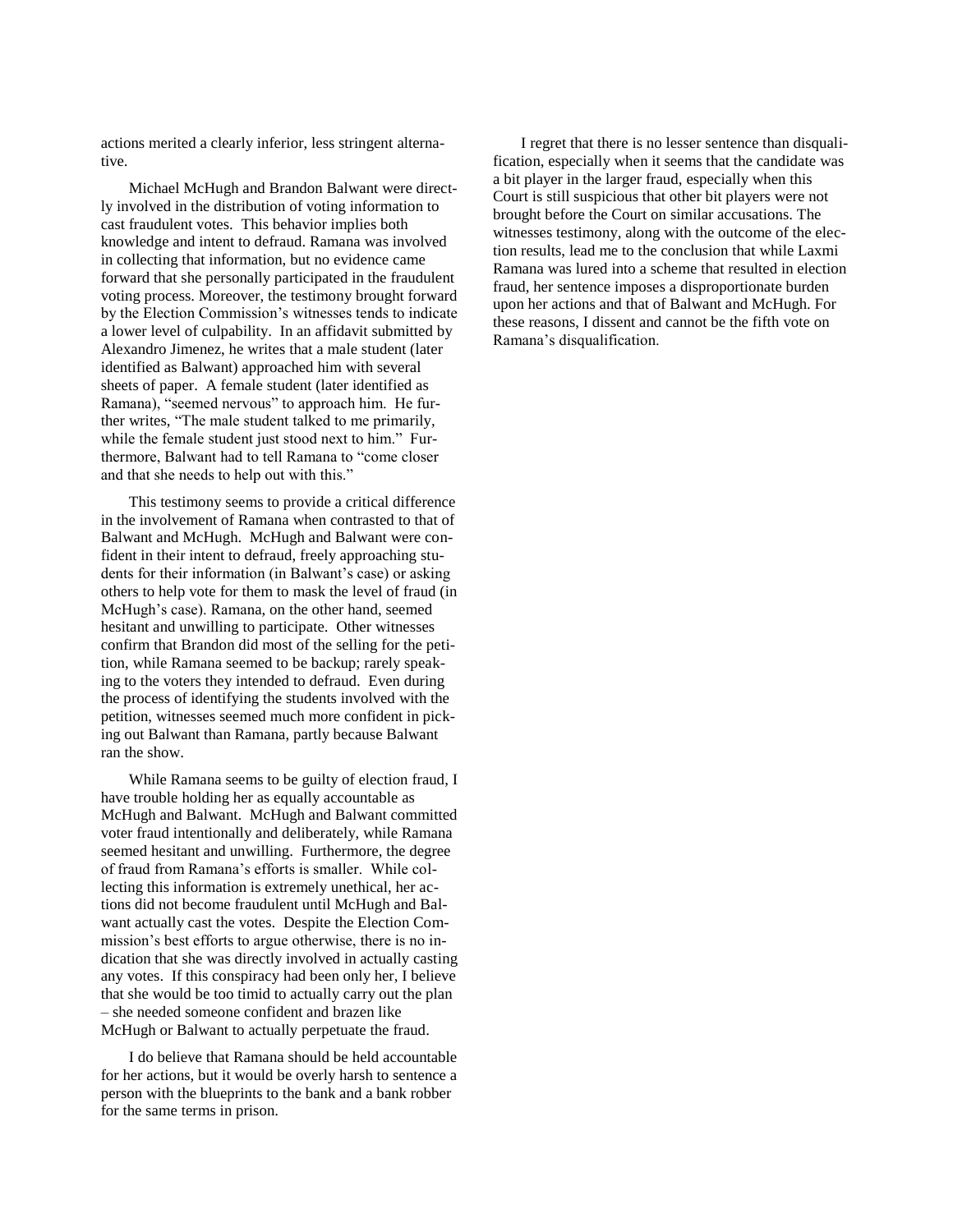actions merited a clearly inferior, less stringent alternative.

Michael McHugh and Brandon Balwant were directly involved in the distribution of voting information to cast fraudulent votes. This behavior implies both knowledge and intent to defraud. Ramana was involved in collecting that information, but no evidence came forward that she personally participated in the fraudulent voting process. Moreover, the testimony brought forward by the Election Commission's witnesses tends to indicate a lower level of culpability. In an affidavit submitted by Alexandro Jimenez, he writes that a male student (later identified as Balwant) approached him with several sheets of paper. A female student (later identified as Ramana), "seemed nervous" to approach him. He further writes, "The male student talked to me primarily, while the female student just stood next to him." Furthermore, Balwant had to tell Ramana to "come closer and that she needs to help out with this."

This testimony seems to provide a critical difference in the involvement of Ramana when contrasted to that of Balwant and McHugh. McHugh and Balwant were confident in their intent to defraud, freely approaching students for their information (in Balwant's case) or asking others to help vote for them to mask the level of fraud (in McHugh's case). Ramana, on the other hand, seemed hesitant and unwilling to participate. Other witnesses confirm that Brandon did most of the selling for the petition, while Ramana seemed to be backup; rarely speaking to the voters they intended to defraud. Even during the process of identifying the students involved with the petition, witnesses seemed much more confident in picking out Balwant than Ramana, partly because Balwant ran the show.

While Ramana seems to be guilty of election fraud, I have trouble holding her as equally accountable as McHugh and Balwant. McHugh and Balwant committed voter fraud intentionally and deliberately, while Ramana seemed hesitant and unwilling. Furthermore, the degree of fraud from Ramana's efforts is smaller. While collecting this information is extremely unethical, her actions did not become fraudulent until McHugh and Balwant actually cast the votes. Despite the Election Commission's best efforts to argue otherwise, there is no indication that she was directly involved in actually casting any votes. If this conspiracy had been only her, I believe that she would be too timid to actually carry out the plan – she needed someone confident and brazen like McHugh or Balwant to actually perpetuate the fraud.

I do believe that Ramana should be held accountable for her actions, but it would be overly harsh to sentence a person with the blueprints to the bank and a bank robber for the same terms in prison.

I regret that there is no lesser sentence than disqualification, especially when it seems that the candidate was a bit player in the larger fraud, especially when this Court is still suspicious that other bit players were not brought before the Court on similar accusations. The witnesses testimony, along with the outcome of the election results, lead me to the conclusion that while Laxmi Ramana was lured into a scheme that resulted in election fraud, her sentence imposes a disproportionate burden upon her actions and that of Balwant and McHugh. For these reasons, I dissent and cannot be the fifth vote on Ramana's disqualification.